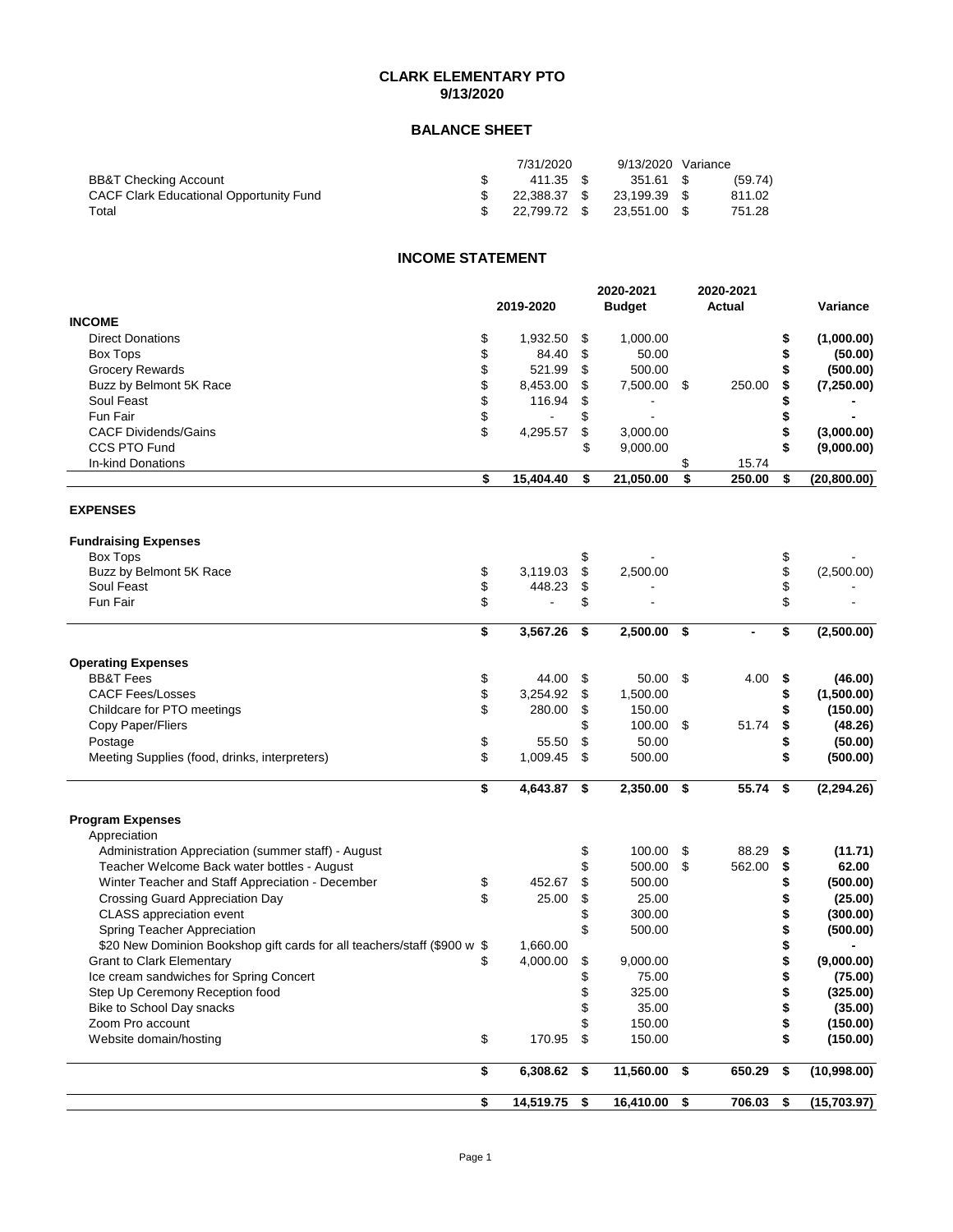# CLARK ELEMENTARY PTO
## 9/13/2020

## BALANCE SHEET

| | 7/31/2020 | 9/13/2020 | Variance |
|---|---|---|---|
| BB&T Checking Account | $ 411.35 | $ 351.61 | $ (59.74) |
| CACF Clark Educational Opportunity Fund | $ 22,388.37 | $ 23,199.39 | $ 811.02 |
| Total | $ 22,799.72 | $ 23,551.00 | $ 751.28 |

## INCOME STATEMENT

| | 2019-2020 | 2020-2021 Budget | 2020-2021 Actual | Variance |
|---|---|---|---|---|
| **INCOME** | | | | |
| Direct Donations | $ 1,932.50 | $ 1,000.00 | | **$ (1,000.00)** |
| Box Tops | $ 84.40 | $ 50.00 | | **$ (50.00)** |
| Grocery Rewards | $ 521.99 | $ 500.00 | | **$ (500.00)** |
| Buzz by Belmont 5K Race | $ 8,453.00 | $ 7,500.00 | $ 250.00 | **$ (7,250.00)** |
| Soul Feast | $ 116.94 | $ - | | **$ -** |
| Fun Fair | $ - | $ - | | **$ -** |
| CACF Dividends/Gains | $ 4,295.57 | $ 3,000.00 | | **$ (3,000.00)** |
| CCS PTO Fund | | $ 9,000.00 | | **$ (9,000.00)** |
| In-kind Donations | | | $ 15.74 | |
| | **$ 15,404.40** | **$ 21,050.00** | **$ 250.00** | **$ (20,800.00)** |
| **EXPENSES** | | | | |
| **Fundraising Expenses** | | | | |
| Box Tops | | $ - | | $ - |
| Buzz by Belmont 5K Race | $ 3,119.03 | $ 2,500.00 | | $ (2,500.00) |
| Soul Feast | $ 448.23 | $ - | | $ - |
| Fun Fair | $ - | $ - | | $ - |
| | **$ 3,567.26** | **$ 2,500.00** | **$ -** | **$ (2,500.00)** |
| **Operating Expenses** | | | | |
| BB&T Fees | $ 44.00 | $ 50.00 | $ 4.00 | **$ (46.00)** |
| CACF Fees/Losses | $ 3,254.92 | $ 1,500.00 | | **$ (1,500.00)** |
| Childcare for PTO meetings | $ 280.00 | $ 150.00 | | **$ (150.00)** |
| Copy Paper/Fliers | | $ 100.00 | $ 51.74 | **$ (48.26)** |
| Postage | $ 55.50 | $ 50.00 | | **$ (50.00)** |
| Meeting Supplies (food, drinks, interpreters) | $ 1,009.45 | $ 500.00 | | **$ (500.00)** |
| | **$ 4,643.87** | **$ 2,350.00** | **$ 55.74** | **$ (2,294.26)** |
| **Program Expenses** | | | | |
| Appreciation | | | | |
| Administration Appreciation (summer staff) - August | | $ 100.00 | $ 88.29 | **$ (11.71)** |
| Teacher Welcome Back water bottles - August | | $ 500.00 | $ 562.00 | **$ 62.00** |
| Winter Teacher and Staff Appreciation - December | $ 452.67 | $ 500.00 | | **$ (500.00)** |
| Crossing Guard Appreciation Day | $ 25.00 | $ 25.00 | | **$ (25.00)** |
| CLASS appreciation event | | $ 300.00 | | **$ (300.00)** |
| Spring Teacher Appreciation | | $ 500.00 | | **$ (500.00)** |
| $20 New Dominion Bookshop gift cards for all teachers/staff ($900 w | $ 1,660.00 | | | **$ -** |
| Grant to Clark Elementary | $ 4,000.00 | $ 9,000.00 | | **$ (9,000.00)** |
| Ice cream sandwiches for Spring Concert | | $ 75.00 | | **$ (75.00)** |
| Step Up Ceremony Reception food | | $ 325.00 | | **$ (325.00)** |
| Bike to School Day snacks | | $ 35.00 | | **$ (35.00)** |
| Zoom Pro account | | $ 150.00 | | **$ (150.00)** |
| Website domain/hosting | $ 170.95 | $ 150.00 | | **$ (150.00)** |
| | **$ 6,308.62** | **$ 11,560.00** | **$ 650.29** | **$ (10,998.00)** |
| | **$ 14,519.75** | **$ 16,410.00** | **$ 706.03** | **$ (15,703.97)** |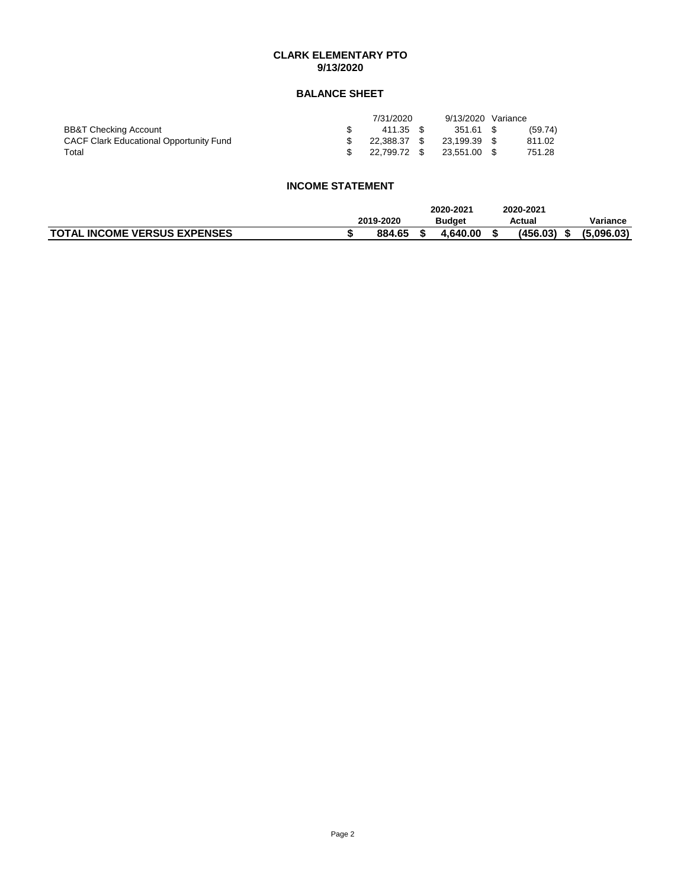**CLARK ELEMENTARY PTO**
**9/13/2020**

## BALANCE SHEET

| | 7/31/2020 | 9/13/2020 | Variance |
|---|---|---|---|
| BB&T Checking Account | $ 411.35 | $ 351.61 | $ (59.74) |
| CACF Clark Educational Opportunity Fund | $ 22,388.37 | $ 23,199.39 | $ 811.02 |
| Total | $ 22,799.72 | $ 23,551.00 | $ 751.28 |

## INCOME STATEMENT

| | 2019-2020 | 2020-2021 Budget | 2020-2021 Actual | Variance |
|---|---|---|---|---|
| **TOTAL INCOME VERSUS EXPENSES** | **$ 884.65** | **$ 4,640.00** | **$ (456.03)** | **$ (5,096.03)** |